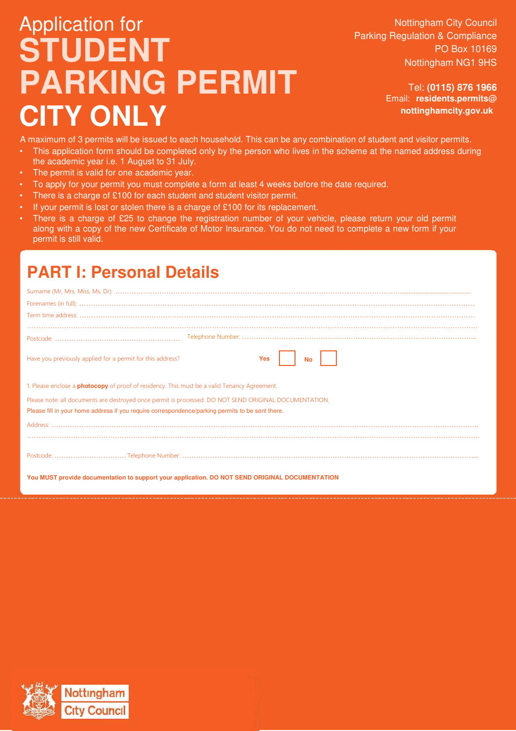# Application for STUDENT PARKING PERMIT CITY ONLY

Nottingham City Council
Parking Regulation & Compliance
PO Box 10169
Nottingham NG1 9HS

Tel: **(0115) 876 1966**
Email: **residents.permits@nottinghamcity.gov.uk**

A maximum of 3 permits will be issued to each household. This can be any combination of student and visitor permits.

- This application form should be completed only by the person who lives in the scheme at the named address during the academic year i.e. 1 August to 31 July.
- The permit is valid for one academic year.
- To apply for your permit you must complete a form at least 4 weeks before the date required.
- There is a charge of £100 for each student and student visitor permit.
- If your permit is lost or stolen there is a charge of £100 for its replacement.
- There is a charge of £25 to change the registration number of your vehicle, please return your old permit along with a copy of the new Certificate of Motor Insurance. You do not need to complete a new form if your permit is still valid.

## PART I: Personal Details

Surname (Mr, Mrs, Miss, Ms, Dr): ……………………………………………………

Forenames (in full): ……………………………………………………

Term time address: ……………………………………………………

……………………………………………………

Postcode: …………………… Telephone Number: ……………………………………

Have you previously applied for a permit for this address? **Yes** ☐ **No** ☐

1. Please enclose a **photocopy** of proof of residency. This must be a valid Tenancy Agreement.

Please note: all documents are destroyed once permit is processed. DO NOT SEND ORIGINAL DOCUMENTATION.

Please fill in your home address if you require correspondence/parking permits to be sent there.

Address: ……………………………………………………

……………………………………………………

Postcode: …………………… Telephone Number: ……………………………………

**You MUST provide documentation to support your application. DO NOT SEND ORIGINAL DOCUMENTATION**

Nottingham City Council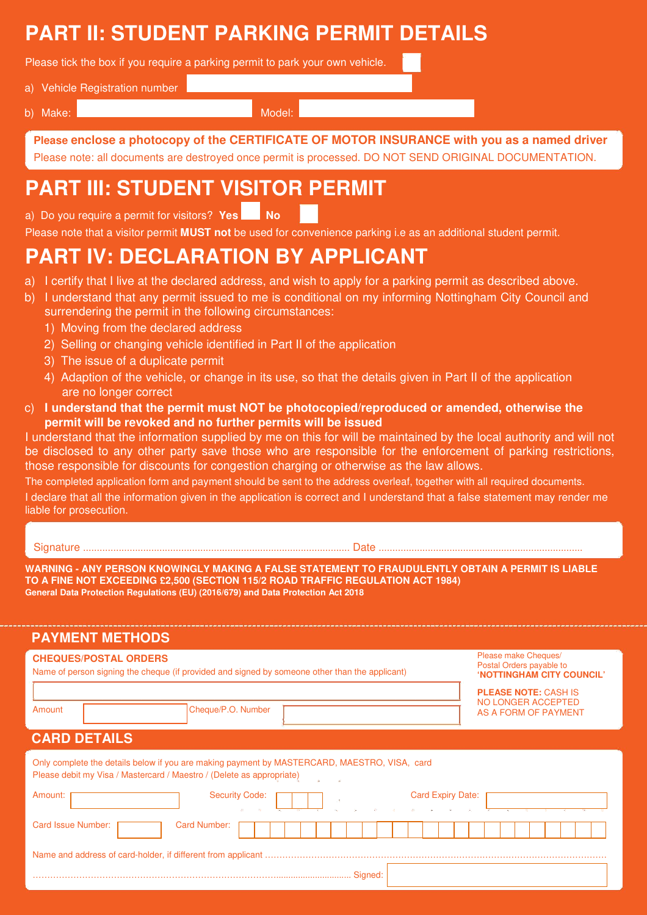# PART II: STUDENT PARKING PERMIT DETAILS

Please tick the box if you require a parking permit to park your own vehicle.

a) Vehicle Registration number

b) Make: Model:

**Please enclose a photocopy of the CERTIFICATE OF MOTOR INSURANCE with you as a named driver**

Please note: all documents are destroyed once permit is processed. DO NOT SEND ORIGINAL DOCUMENTATION.

# PART III: STUDENT VISITOR PERMIT

a) Do you require a permit for visitors? **Yes** **No**

Please note that a visitor permit **MUST not** be used for convenience parking i.e as an additional student permit.

# PART IV: DECLARATION BY APPLICANT

a) I certify that I live at the declared address, and wish to apply for a parking permit as described above.

b) I understand that any permit issued to me is conditional on my informing Nottingham City Council and surrendering the permit in the following circumstances:
   1) Moving from the declared address
   2) Selling or changing vehicle identified in Part II of the application
   3) The issue of a duplicate permit
   4) Adaption of the vehicle, or change in its use, so that the details given in Part II of the application are no longer correct

c) **I understand that the permit must NOT be photocopied/reproduced or amended, otherwise the permit will be revoked and no further permits will be issued**

I understand that the information supplied by me on this for will be maintained by the local authority and will not be disclosed to any other party save those who are responsible for the enforcement of parking restrictions, those responsible for discounts for congestion charging or otherwise as the law allows.

The completed application form and payment should be sent to the address overleaf, together with all required documents.

I declare that all the information given in the application is correct and I understand that a false statement may render me liable for prosecution.

Signature .................................................................................................. Date ..........................................................................

**WARNING - ANY PERSON KNOWINGLY MAKING A FALSE STATEMENT TO FRAUDULENTLY OBTAIN A PERMIT IS LIABLE TO A FINE NOT EXCEEDING £2,500 (SECTION 115/2 ROAD TRAFFIC REGULATION ACT 1984)**

**General Data Protection Regulations (EU) (2016/679) and Data Protection Act 2018**

## PAYMENT METHODS

**CHEQUES/POSTAL ORDERS**

Name of person signing the cheque (if provided and signed by someone other than the applicant)

Amount Cheque/P.O. Number

Please make Cheques/ Postal Orders payable to **'NOTTINGHAM CITY COUNCIL'**

**PLEASE NOTE:** CASH IS NO LONGER ACCEPTED AS A FORM OF PAYMENT

## CARD DETAILS

Only complete the details below if you are making payment by MASTERCARD, MAESTRO, VISA, card

Please debit my Visa / Mastercard / Maestro / (Delete as appropriate)

Amount: Security Code: Card Expiry Date:

Card Issue Number: Card Number:

Name and address of card-holder, if different from applicant ..............................................................................................................

.............................................................................................................................. Signed: